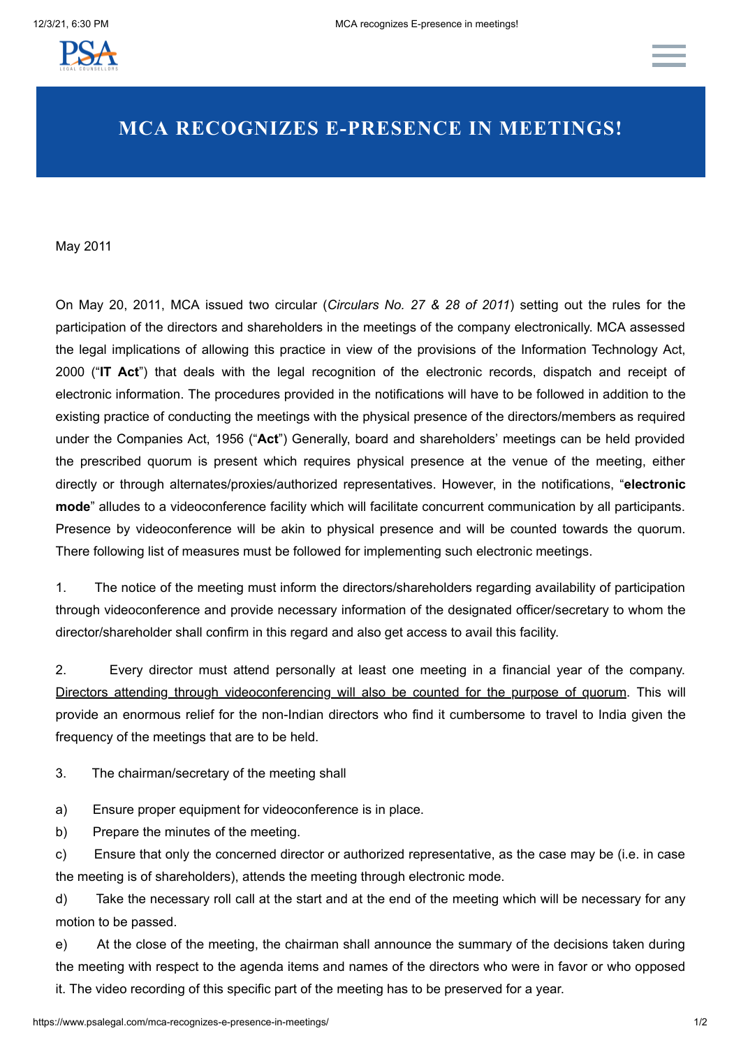# MCA RECOGNIZES E-PRESENCE IN MEETINGS!

May 2011

On May 20, 2011, MCA issued two circular (*Circulars No. 27 & 28 of 2011*) setting out the rules for the participation of the directors and shareholders in the meetings of the company electronically. MCA assessed the legal implications of allowing this practice in view of the provisions of the Information Technology Act, 2000 ("**IT Act**") that deals with the legal recognition of the electronic records, dispatch and receipt of electronic information. The procedures provided in the notifications will have to be followed in addition to the existing practice of conducting the meetings with the physical presence of the directors/members as required under the Companies Act, 1956 ("**Act**") Generally, board and shareholders' meetings can be held provided the prescribed quorum is present which requires physical presence at the venue of the meeting, either directly or through alternates/proxies/authorized representatives. However, in the notifications, "**electronic mode**" alludes to a videoconference facility which will facilitate concurrent communication by all participants. Presence by videoconference will be akin to physical presence and will be counted towards the quorum. There following list of measures must be followed for implementing such electronic meetings.

1. The notice of the meeting must inform the directors/shareholders regarding availability of participation through videoconference and provide necessary information of the designated officer/secretary to whom the director/shareholder shall confirm in this regard and also get access to avail this facility.

2. Every director must attend personally at least one meeting in a financial year of the company. Directors attending through videoconferencing will also be counted for the purpose of quorum. This will provide an enormous relief for the non-Indian directors who find it cumbersome to travel to India given the frequency of the meetings that are to be held.

3. The chairman/secretary of the meeting shall

a) Ensure proper equipment for videoconference is in place.

b) Prepare the minutes of the meeting.

c) Ensure that only the concerned director or authorized representative, as the case may be (i.e. in case the meeting is of shareholders), attends the meeting through electronic mode.

d) Take the necessary roll call at the start and at the end of the meeting which will be necessary for any motion to be passed.

e) At the close of the meeting, the chairman shall announce the summary of the decisions taken during the meeting with respect to the agenda items and names of the directors who were in favor or who opposed it. The video recording of this specific part of the meeting has to be preserved for a year.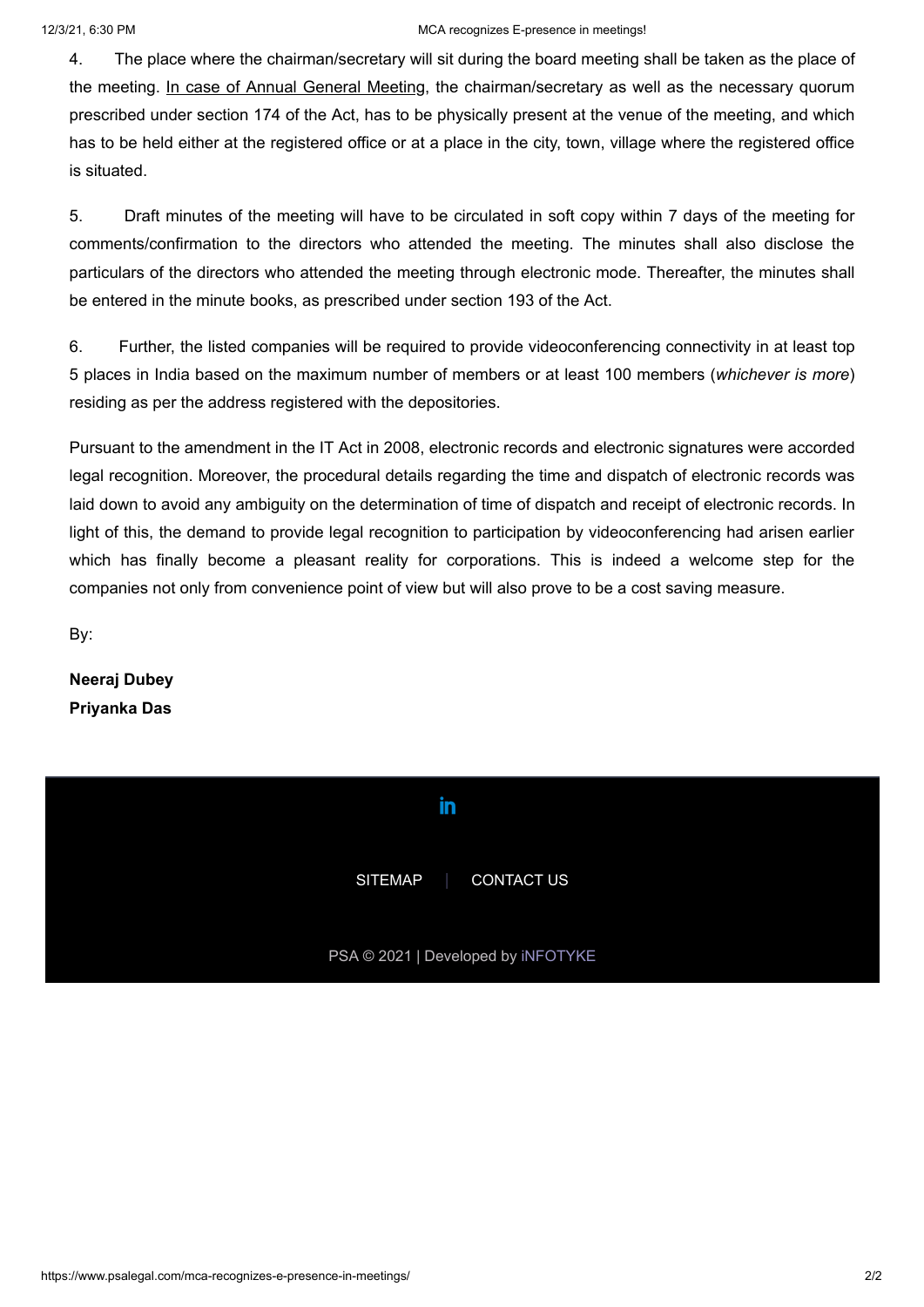4. The place where the chairman/secretary will sit during the board meeting shall be taken as the place of the meeting. In case of Annual General Meeting, the chairman/secretary as well as the necessary quorum prescribed under section 174 of the Act, has to be physically present at the venue of the meeting, and which has to be held either at the registered office or at a place in the city, town, village where the registered office is situated.

5. Draft minutes of the meeting will have to be circulated in soft copy within 7 days of the meeting for comments/confirmation to the directors who attended the meeting. The minutes shall also disclose the particulars of the directors who attended the meeting through electronic mode. Thereafter, the minutes shall be entered in the minute books, as prescribed under section 193 of the Act.

6. Further, the listed companies will be required to provide videoconferencing connectivity in at least top 5 places in India based on the maximum number of members or at least 100 members (*whichever is more*) residing as per the address registered with the depositories.

Pursuant to the amendment in the IT Act in 2008, electronic records and electronic signatures were accorded legal recognition. Moreover, the procedural details regarding the time and dispatch of electronic records was laid down to avoid any ambiguity on the determination of time of dispatch and receipt of electronic records. In light of this, the demand to provide legal recognition to participation by videoconferencing had arisen earlier which has finally become a pleasant reality for corporations. This is indeed a welcome step for the companies not only from convenience point of view but will also prove to be a cost saving measure.

By:

**Neeraj Dubey**
**Priyanka Das**

SITEMAP | CONTACT US

PSA © 2021 | Developed by iNFOTYKE